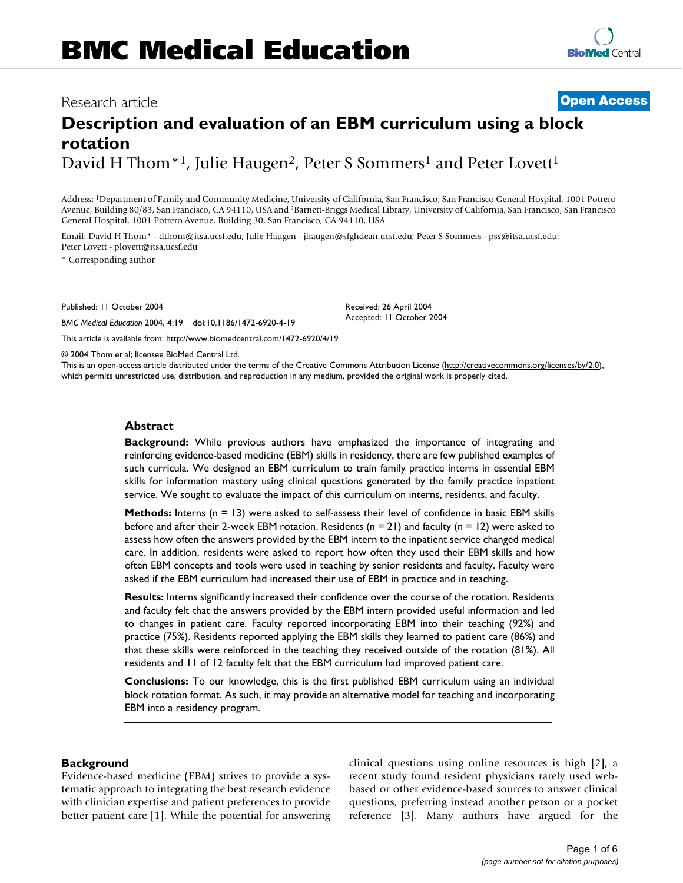BMC Medical Education

Research article

**Open Access**

# Description and evaluation of an EBM curriculum using a block rotation

David H Thom*[1], Julie Haugen[2], Peter S Sommers[1] and Peter Lovett[1]

Address: [1]Department of Family and Community Medicine, University of California, San Francisco, San Francisco General Hospital, 1001 Potrero Avenue, Building 80/83, San Francisco, CA 94110, USA and [2]Barnett-Briggs Medical Library, University of California, San Francisco, San Francisco General Hospital, 1001 Potrero Avenue, Building 30, San Francisco, CA 94110, USA

Email: David H Thom* - dthom@itsa.ucsf.edu; Julie Haugen - jhaugen@sfghdean.ucsf.edu; Peter S Sommers - pss@itsa.ucsf.edu; Peter Lovett - plovett@itsa.ucsf.edu

* Corresponding author

Published: 11 October 2004

*BMC Medical Education* 2004, **4**:19 doi:10.1186/1472-6920-4-19

Received: 26 April 2004
Accepted: 11 October 2004

This article is available from: http://www.biomedcentral.com/1472-6920/4/19

© 2004 Thom et al; licensee BioMed Central Ltd.
This is an open-access article distributed under the terms of the Creative Commons Attribution License (http://creativecommons.org/licenses/by/2.0), which permits unrestricted use, distribution, and reproduction in any medium, provided the original work is properly cited.

## Abstract

**Background:** While previous authors have emphasized the importance of integrating and reinforcing evidence-based medicine (EBM) skills in residency, there are few published examples of such curricula. We designed an EBM curriculum to train family practice interns in essential EBM skills for information mastery using clinical questions generated by the family practice inpatient service. We sought to evaluate the impact of this curriculum on interns, residents, and faculty.

**Methods:** Interns (n = 13) were asked to self-assess their level of confidence in basic EBM skills before and after their 2-week EBM rotation. Residents (n = 21) and faculty (n = 12) were asked to assess how often the answers provided by the EBM intern to the inpatient service changed medical care. In addition, residents were asked to report how often they used their EBM skills and how often EBM concepts and tools were used in teaching by senior residents and faculty. Faculty were asked if the EBM curriculum had increased their use of EBM in practice and in teaching.

**Results:** Interns significantly increased their confidence over the course of the rotation. Residents and faculty felt that the answers provided by the EBM intern provided useful information and led to changes in patient care. Faculty reported incorporating EBM into their teaching (92%) and practice (75%). Residents reported applying the EBM skills they learned to patient care (86%) and that these skills were reinforced in the teaching they received outside of the rotation (81%). All residents and 11 of 12 faculty felt that the EBM curriculum had improved patient care.

**Conclusions:** To our knowledge, this is the first published EBM curriculum using an individual block rotation format. As such, it may provide an alternative model for teaching and incorporating EBM into a residency program.

## Background

Evidence-based medicine (EBM) strives to provide a systematic approach to integrating the best research evidence with clinician expertise and patient preferences to provide better patient care [1]. While the potential for answering clinical questions using online resources is high [2], a recent study found resident physicians rarely used web-based or other evidence-based sources to answer clinical questions, preferring instead another person or a pocket reference [3]. Many authors have argued for the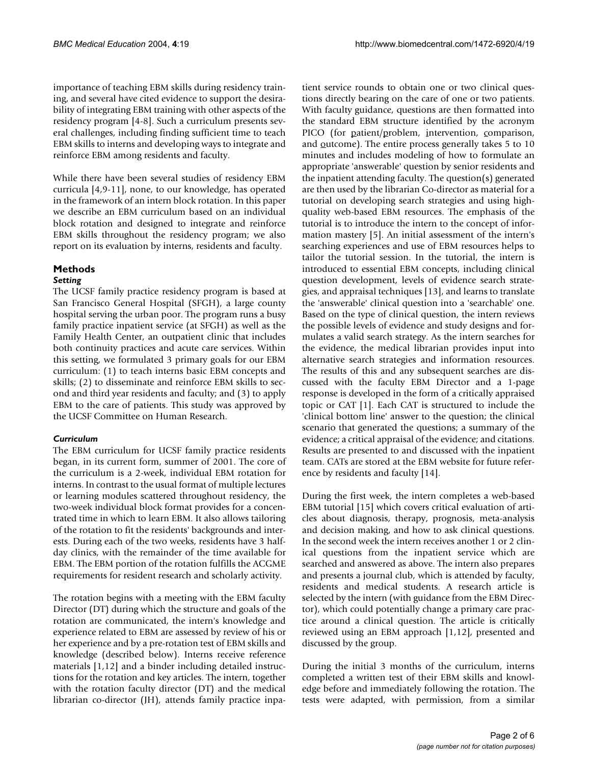importance of teaching EBM skills during residency training, and several have cited evidence to support the desirability of integrating EBM training with other aspects of the residency program [4-8]. Such a curriculum presents several challenges, including finding sufficient time to teach EBM skills to interns and developing ways to integrate and reinforce EBM among residents and faculty.

While there have been several studies of residency EBM curricula [4,9-11], none, to our knowledge, has operated in the framework of an intern block rotation. In this paper we describe an EBM curriculum based on an individual block rotation and designed to integrate and reinforce EBM skills throughout the residency program; we also report on its evaluation by interns, residents and faculty.

## Methods

### *Setting*

The UCSF family practice residency program is based at San Francisco General Hospital (SFGH), a large county hospital serving the urban poor. The program runs a busy family practice inpatient service (at SFGH) as well as the Family Health Center, an outpatient clinic that includes both continuity practices and acute care services. Within this setting, we formulated 3 primary goals for our EBM curriculum: (1) to teach interns basic EBM concepts and skills; (2) to disseminate and reinforce EBM skills to second and third year residents and faculty; and (3) to apply EBM to the care of patients. This study was approved by the UCSF Committee on Human Research.

### *Curriculum*

The EBM curriculum for UCSF family practice residents began, in its current form, summer of 2001. The core of the curriculum is a 2-week, individual EBM rotation for interns. In contrast to the usual format of multiple lectures or learning modules scattered throughout residency, the two-week individual block format provides for a concentrated time in which to learn EBM. It also allows tailoring of the rotation to fit the residents' backgrounds and interests. During each of the two weeks, residents have 3 half-day clinics, with the remainder of the time available for EBM. The EBM portion of the rotation fulfills the ACGME requirements for resident research and scholarly activity.

The rotation begins with a meeting with the EBM faculty Director (DT) during which the structure and goals of the rotation are communicated, the intern's knowledge and experience related to EBM are assessed by review of his or her experience and by a pre-rotation test of EBM skills and knowledge (described below). Interns receive reference materials [1,12] and a binder including detailed instructions for the rotation and key articles. The intern, together with the rotation faculty director (DT) and the medical librarian co-director (JH), attends family practice inpatient service rounds to obtain one or two clinical questions directly bearing on the care of one or two patients. With faculty guidance, questions are then formatted into the standard EBM structure identified by the acronym PICO (for patient/problem, intervention, comparison, and outcome). The entire process generally takes 5 to 10 minutes and includes modeling of how to formulate an appropriate 'answerable' question by senior residents and the inpatient attending faculty. The question(s) generated are then used by the librarian Co-director as material for a tutorial on developing search strategies and using high-quality web-based EBM resources. The emphasis of the tutorial is to introduce the intern to the concept of information mastery [5]. An initial assessment of the intern's searching experiences and use of EBM resources helps to tailor the tutorial session. In the tutorial, the intern is introduced to essential EBM concepts, including clinical question development, levels of evidence search strategies, and appraisal techniques [13], and learns to translate the 'answerable' clinical question into a 'searchable' one. Based on the type of clinical question, the intern reviews the possible levels of evidence and study designs and formulates a valid search strategy. As the intern searches for the evidence, the medical librarian provides input into alternative search strategies and information resources. The results of this and any subsequent searches are discussed with the faculty EBM Director and a 1-page response is developed in the form of a critically appraised topic or CAT [1]. Each CAT is structured to include the 'clinical bottom line' answer to the question; the clinical scenario that generated the questions; a summary of the evidence; a critical appraisal of the evidence; and citations. Results are presented to and discussed with the inpatient team. CATs are stored at the EBM website for future reference by residents and faculty [14].

During the first week, the intern completes a web-based EBM tutorial [15] which covers critical evaluation of articles about diagnosis, therapy, prognosis, meta-analysis and decision making, and how to ask clinical questions. In the second week the intern receives another 1 or 2 clinical questions from the inpatient service which are searched and answered as above. The intern also prepares and presents a journal club, which is attended by faculty, residents and medical students. A research article is selected by the intern (with guidance from the EBM Director), which could potentially change a primary care practice around a clinical question. The article is critically reviewed using an EBM approach [1,12], presented and discussed by the group.

During the initial 3 months of the curriculum, interns completed a written test of their EBM skills and knowledge before and immediately following the rotation. The tests were adapted, with permission, from a similar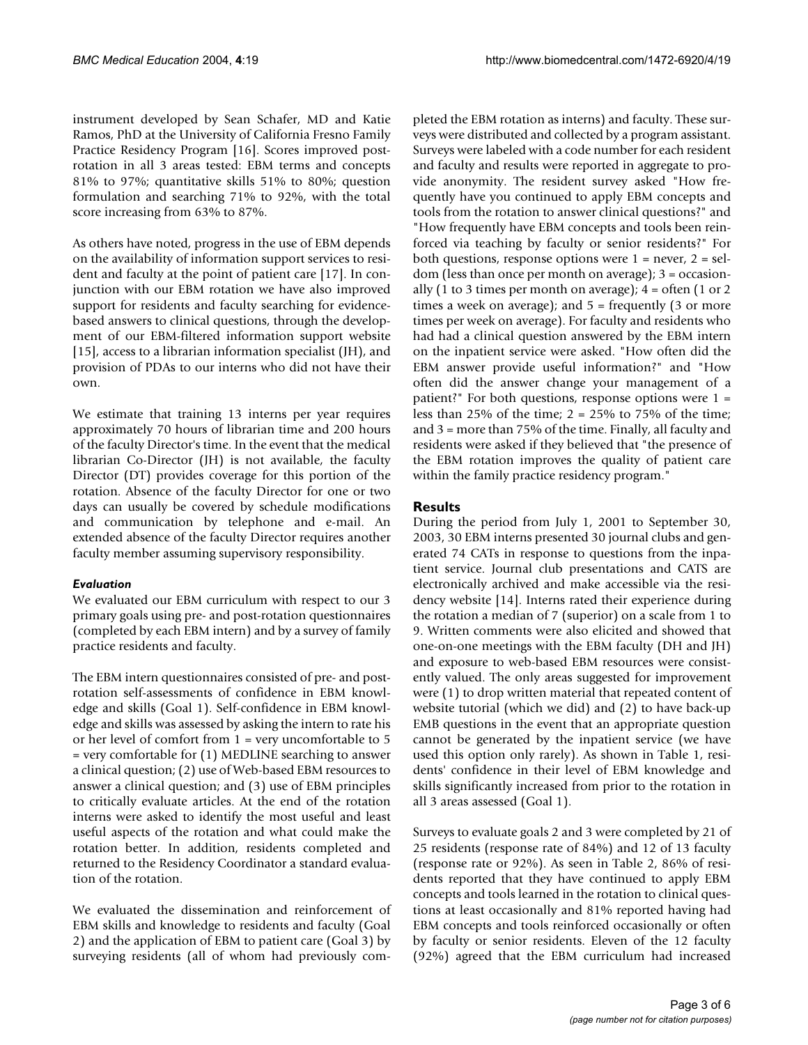instrument developed by Sean Schafer, MD and Katie Ramos, PhD at the University of California Fresno Family Practice Residency Program [16]. Scores improved post-rotation in all 3 areas tested: EBM terms and concepts 81% to 97%; quantitative skills 51% to 80%; question formulation and searching 71% to 92%, with the total score increasing from 63% to 87%.

As others have noted, progress in the use of EBM depends on the availability of information support services to resident and faculty at the point of patient care [17]. In conjunction with our EBM rotation we have also improved support for residents and faculty searching for evidence-based answers to clinical questions, through the development of our EBM-filtered information support website [15], access to a librarian information specialist (JH), and provision of PDAs to our interns who did not have their own.

We estimate that training 13 interns per year requires approximately 70 hours of librarian time and 200 hours of the faculty Director's time. In the event that the medical librarian Co-Director (JH) is not available, the faculty Director (DT) provides coverage for this portion of the rotation. Absence of the faculty Director for one or two days can usually be covered by schedule modifications and communication by telephone and e-mail. An extended absence of the faculty Director requires another faculty member assuming supervisory responsibility.

### *Evaluation*

We evaluated our EBM curriculum with respect to our 3 primary goals using pre- and post-rotation questionnaires (completed by each EBM intern) and by a survey of family practice residents and faculty.

The EBM intern questionnaires consisted of pre- and post-rotation self-assessments of confidence in EBM knowledge and skills (Goal 1). Self-confidence in EBM knowledge and skills was assessed by asking the intern to rate his or her level of comfort from 1 = very uncomfortable to 5 = very comfortable for (1) MEDLINE searching to answer a clinical question; (2) use of Web-based EBM resources to answer a clinical question; and (3) use of EBM principles to critically evaluate articles. At the end of the rotation interns were asked to identify the most useful and least useful aspects of the rotation and what could make the rotation better. In addition, residents completed and returned to the Residency Coordinator a standard evaluation of the rotation.

We evaluated the dissemination and reinforcement of EBM skills and knowledge to residents and faculty (Goal 2) and the application of EBM to patient care (Goal 3) by surveying residents (all of whom had previously completed the EBM rotation as interns) and faculty. These surveys were distributed and collected by a program assistant. Surveys were labeled with a code number for each resident and faculty and results were reported in aggregate to provide anonymity. The resident survey asked "How frequently have you continued to apply EBM concepts and tools from the rotation to answer clinical questions?" and "How frequently have EBM concepts and tools been reinforced via teaching by faculty or senior residents?" For both questions, response options were 1 = never, 2 = seldom (less than once per month on average); 3 = occasionally (1 to 3 times per month on average); 4 = often (1 or 2 times a week on average); and 5 = frequently (3 or more times per week on average). For faculty and residents who had had a clinical question answered by the EBM intern on the inpatient service were asked. "How often did the EBM answer provide useful information?" and "How often did the answer change your management of a patient?" For both questions, response options were 1 = less than 25% of the time; 2 = 25% to 75% of the time; and 3 = more than 75% of the time. Finally, all faculty and residents were asked if they believed that "the presence of the EBM rotation improves the quality of patient care within the family practice residency program."

## Results

During the period from July 1, 2001 to September 30, 2003, 30 EBM interns presented 30 journal clubs and generated 74 CATs in response to questions from the inpatient service. Journal club presentations and CATS are electronically archived and make accessible via the residency website [14]. Interns rated their experience during the rotation a median of 7 (superior) on a scale from 1 to 9. Written comments were also elicited and showed that one-on-one meetings with the EBM faculty (DH and JH) and exposure to web-based EBM resources were consistently valued. The only areas suggested for improvement were (1) to drop written material that repeated content of website tutorial (which we did) and (2) to have back-up EMB questions in the event that an appropriate question cannot be generated by the inpatient service (we have used this option only rarely). As shown in Table 1, residents' confidence in their level of EBM knowledge and skills significantly increased from prior to the rotation in all 3 areas assessed (Goal 1).

Surveys to evaluate goals 2 and 3 were completed by 21 of 25 residents (response rate of 84%) and 12 of 13 faculty (response rate or 92%). As seen in Table 2, 86% of residents reported that they have continued to apply EBM concepts and tools learned in the rotation to clinical questions at least occasionally and 81% reported having had EBM concepts and tools reinforced occasionally or often by faculty or senior residents. Eleven of the 12 faculty (92%) agreed that the EBM curriculum had increased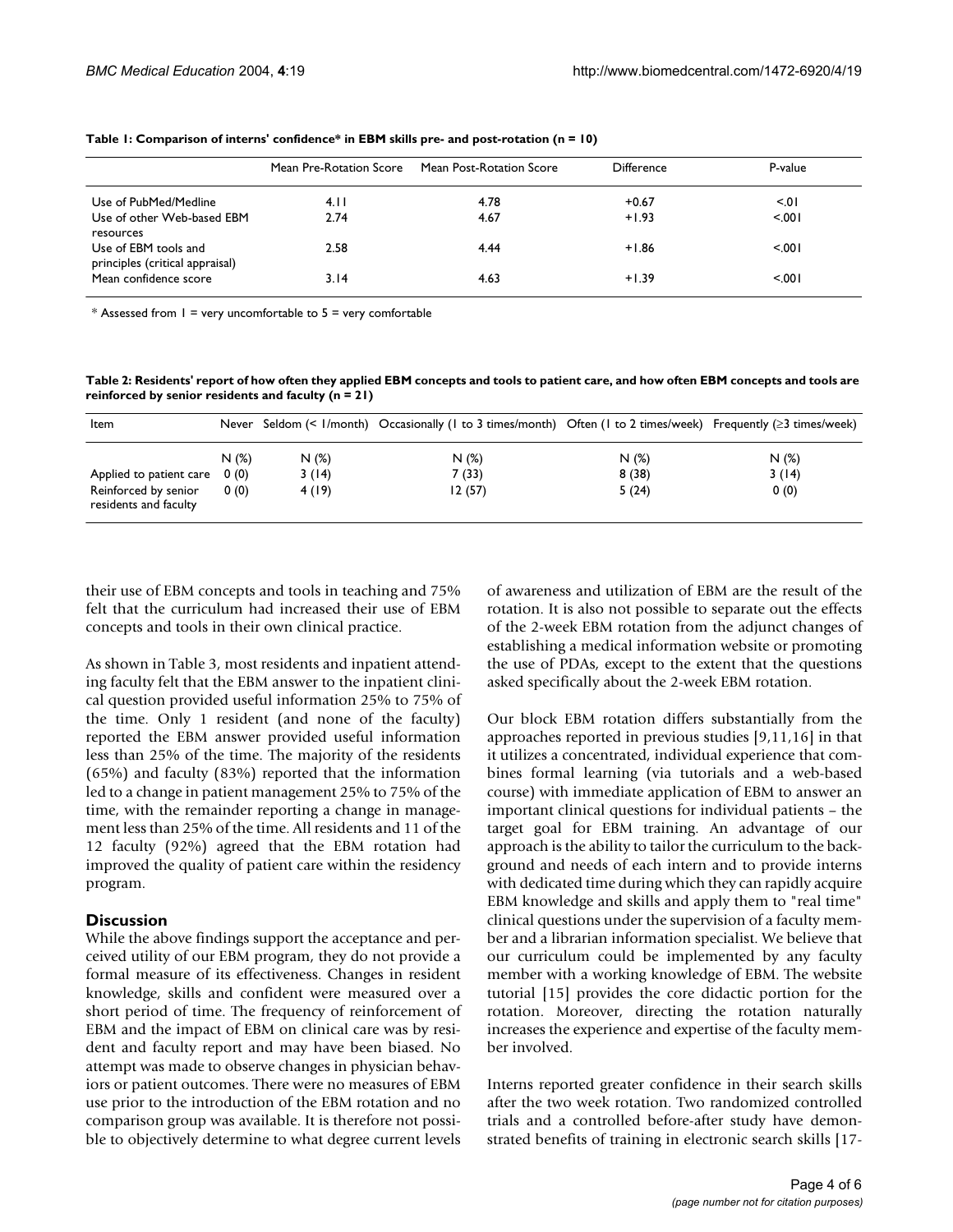**Table 1: Comparison of interns' confidence* in EBM skills pre- and post-rotation (n = 10)**

| | Mean Pre-Rotation Score | Mean Post-Rotation Score | Difference | P-value |
|---|---|---|---|---|
| Use of PubMed/Medline | 4.11 | 4.78 | +0.67 | <.01 |
| Use of other Web-based EBM resources | 2.74 | 4.67 | +1.93 | <.001 |
| Use of EBM tools and principles (critical appraisal) | 2.58 | 4.44 | +1.86 | <.001 |
| Mean confidence score | 3.14 | 4.63 | +1.39 | <.001 |

* Assessed from 1 = very uncomfortable to 5 = very comfortable

**Table 2: Residents' report of how often they applied EBM concepts and tools to patient care, and how often EBM concepts and tools are reinforced by senior residents and faculty (n = 21)**

| Item | Never | Seldom (< 1/month) | Occasionally (1 to 3 times/month) | Often (1 to 2 times/week) | Frequently (≥3 times/week) |
|---|---|---|---|---|---|
| | N (%) | N (%) | N (%) | N (%) | N (%) |
| Applied to patient care | 0 (0) | 3 (14) | 7 (33) | 8 (38) | 3 (14) |
| Reinforced by senior residents and faculty | 0 (0) | 4 (19) | 12 (57) | 5 (24) | 0 (0) |

their use of EBM concepts and tools in teaching and 75% felt that the curriculum had increased their use of EBM concepts and tools in their own clinical practice.

As shown in Table 3, most residents and inpatient attending faculty felt that the EBM answer to the inpatient clinical question provided useful information 25% to 75% of the time. Only 1 resident (and none of the faculty) reported the EBM answer provided useful information less than 25% of the time. The majority of the residents (65%) and faculty (83%) reported that the information led to a change in patient management 25% to 75% of the time, with the remainder reporting a change in management less than 25% of the time. All residents and 11 of the 12 faculty (92%) agreed that the EBM rotation had improved the quality of patient care within the residency program.

## Discussion

While the above findings support the acceptance and perceived utility of our EBM program, they do not provide a formal measure of its effectiveness. Changes in resident knowledge, skills and confident were measured over a short period of time. The frequency of reinforcement of EBM and the impact of EBM on clinical care was by resident and faculty report and may have been biased. No attempt was made to observe changes in physician behaviors or patient outcomes. There were no measures of EBM use prior to the introduction of the EBM rotation and no comparison group was available. It is therefore not possible to objectively determine to what degree current levels of awareness and utilization of EBM are the result of the rotation. It is also not possible to separate out the effects of the 2-week EBM rotation from the adjunct changes of establishing a medical information website or promoting the use of PDAs, except to the extent that the questions asked specifically about the 2-week EBM rotation.

Our block EBM rotation differs substantially from the approaches reported in previous studies [9,11,16] in that it utilizes a concentrated, individual experience that combines formal learning (via tutorials and a web-based course) with immediate application of EBM to answer an important clinical questions for individual patients – the target goal for EBM training. An advantage of our approach is the ability to tailor the curriculum to the background and needs of each intern and to provide interns with dedicated time during which they can rapidly acquire EBM knowledge and skills and apply them to "real time" clinical questions under the supervision of a faculty member and a librarian information specialist. We believe that our curriculum could be implemented by any faculty member with a working knowledge of EBM. The website tutorial [15] provides the core didactic portion for the rotation. Moreover, directing the rotation naturally increases the experience and expertise of the faculty member involved.

Interns reported greater confidence in their search skills after the two week rotation. Two randomized controlled trials and a controlled before-after study have demonstrated benefits of training in electronic search skills [17-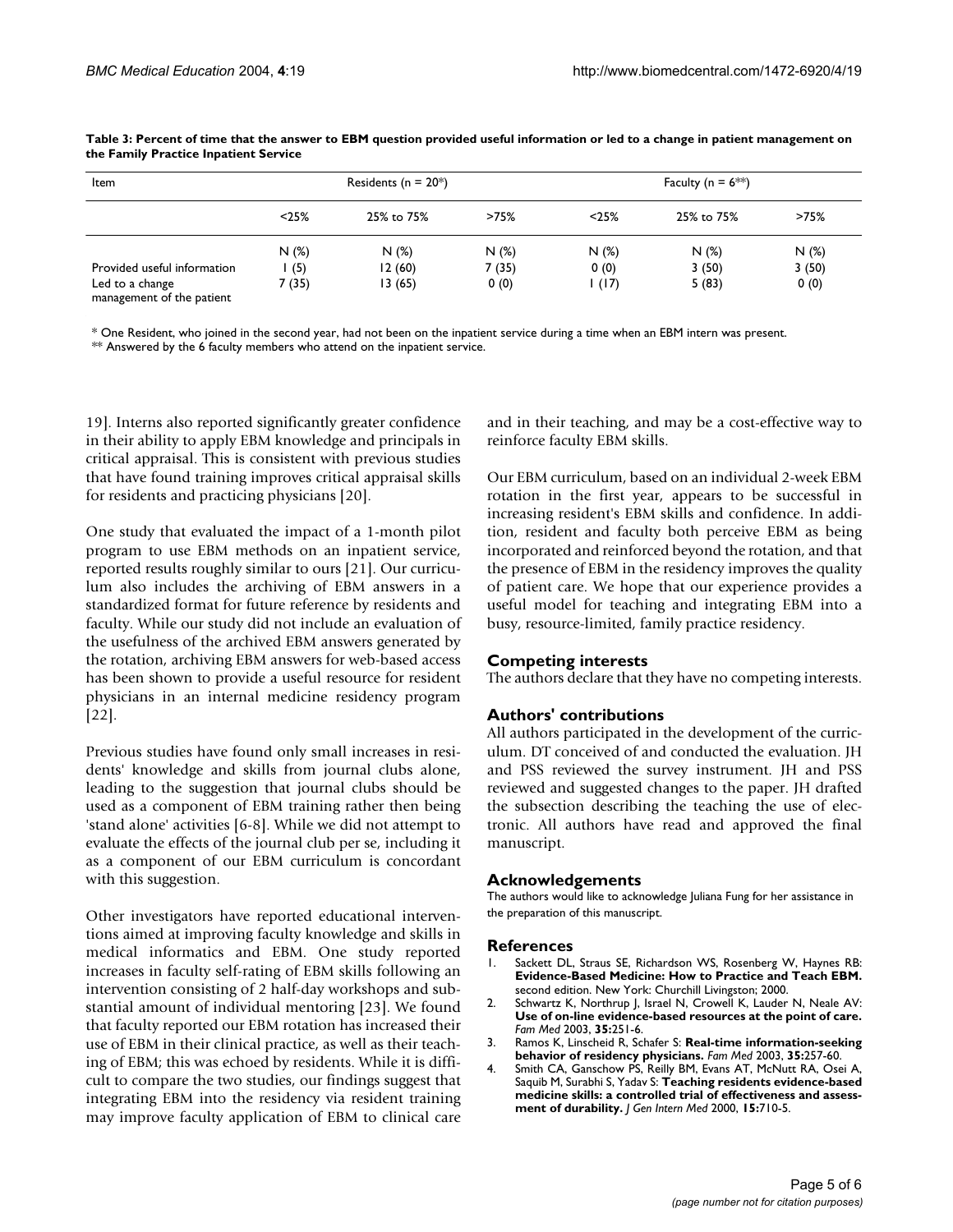**Table 3: Percent of time that the answer to EBM question provided useful information or led to a change in patient management on the Family Practice Inpatient Service**

| Item | Residents (n = 20*) | | | Faculty (n = 6**) | | |
|---|---|---|---|---|---|---|
| | <25% | 25% to 75% | >75% | <25% | 25% to 75% | >75% |
| | N (%) | N (%) | N (%) | N (%) | N (%) | N (%) |
| Provided useful information | 1 (5) | 12 (60) | 7 (35) | 0 (0) | 3 (50) | 3 (50) |
| Led to a change management of the patient | 7 (35) | 13 (65) | 0 (0) | 1 (17) | 5 (83) | 0 (0) |

\* One Resident, who joined in the second year, had not been on the inpatient service during a time when an EBM intern was present.
** Answered by the 6 faculty members who attend on the inpatient service.

19]. Interns also reported significantly greater confidence in their ability to apply EBM knowledge and principals in critical appraisal. This is consistent with previous studies that have found training improves critical appraisal skills for residents and practicing physicians [20].

One study that evaluated the impact of a 1-month pilot program to use EBM methods on an inpatient service, reported results roughly similar to ours [21]. Our curriculum also includes the archiving of EBM answers in a standardized format for future reference by residents and faculty. While our study did not include an evaluation of the usefulness of the archived EBM answers generated by the rotation, archiving EBM answers for web-based access has been shown to provide a useful resource for resident physicians in an internal medicine residency program [22].

Previous studies have found only small increases in residents' knowledge and skills from journal clubs alone, leading to the suggestion that journal clubs should be used as a component of EBM training rather then being 'stand alone' activities [6-8]. While we did not attempt to evaluate the effects of the journal club per se, including it as a component of our EBM curriculum is concordant with this suggestion.

Other investigators have reported educational interventions aimed at improving faculty knowledge and skills in medical informatics and EBM. One study reported increases in faculty self-rating of EBM skills following an intervention consisting of 2 half-day workshops and substantial amount of individual mentoring [23]. We found that faculty reported our EBM rotation has increased their use of EBM in their clinical practice, as well as their teaching of EBM; this was echoed by residents. While it is difficult to compare the two studies, our findings suggest that integrating EBM into the residency via resident training may improve faculty application of EBM to clinical care and in their teaching, and may be a cost-effective way to reinforce faculty EBM skills.

Our EBM curriculum, based on an individual 2-week EBM rotation in the first year, appears to be successful in increasing resident's EBM skills and confidence. In addition, resident and faculty both perceive EBM as being incorporated and reinforced beyond the rotation, and that the presence of EBM in the residency improves the quality of patient care. We hope that our experience provides a useful model for teaching and integrating EBM into a busy, resource-limited, family practice residency.

## Competing interests

The authors declare that they have no competing interests.

## Authors' contributions

All authors participated in the development of the curriculum. DT conceived of and conducted the evaluation. JH and PSS reviewed the survey instrument. JH and PSS reviewed and suggested changes to the paper. JH drafted the subsection describing the teaching the use of electronic. All authors have read and approved the final manuscript.

## Acknowledgements

The authors would like to acknowledge Juliana Fung for her assistance in the preparation of this manuscript.

## References

1. Sackett DL, Straus SE, Richardson WS, Rosenberg W, Haynes RB: **Evidence-Based Medicine: How to Practice and Teach EBM.** second edition. New York: Churchill Livingston; 2000.
2. Schwartz K, Northrup J, Israel N, Crowell K, Lauder N, Neale AV: **Use of on-line evidence-based resources at the point of care.** *Fam Med* 2003, **35:**251-6.
3. Ramos K, Linscheid R, Schafer S: **Real-time information-seeking behavior of residency physicians.** *Fam Med* 2003, **35:**257-60.
4. Smith CA, Ganschow PS, Reilly BM, Evans AT, McNutt RA, Osei A, Saquib M, Surabhi S, Yadav S: **Teaching residents evidence-based medicine skills: a controlled trial of effectiveness and assessment of durability.** *J Gen Intern Med* 2000, **15:**710-5.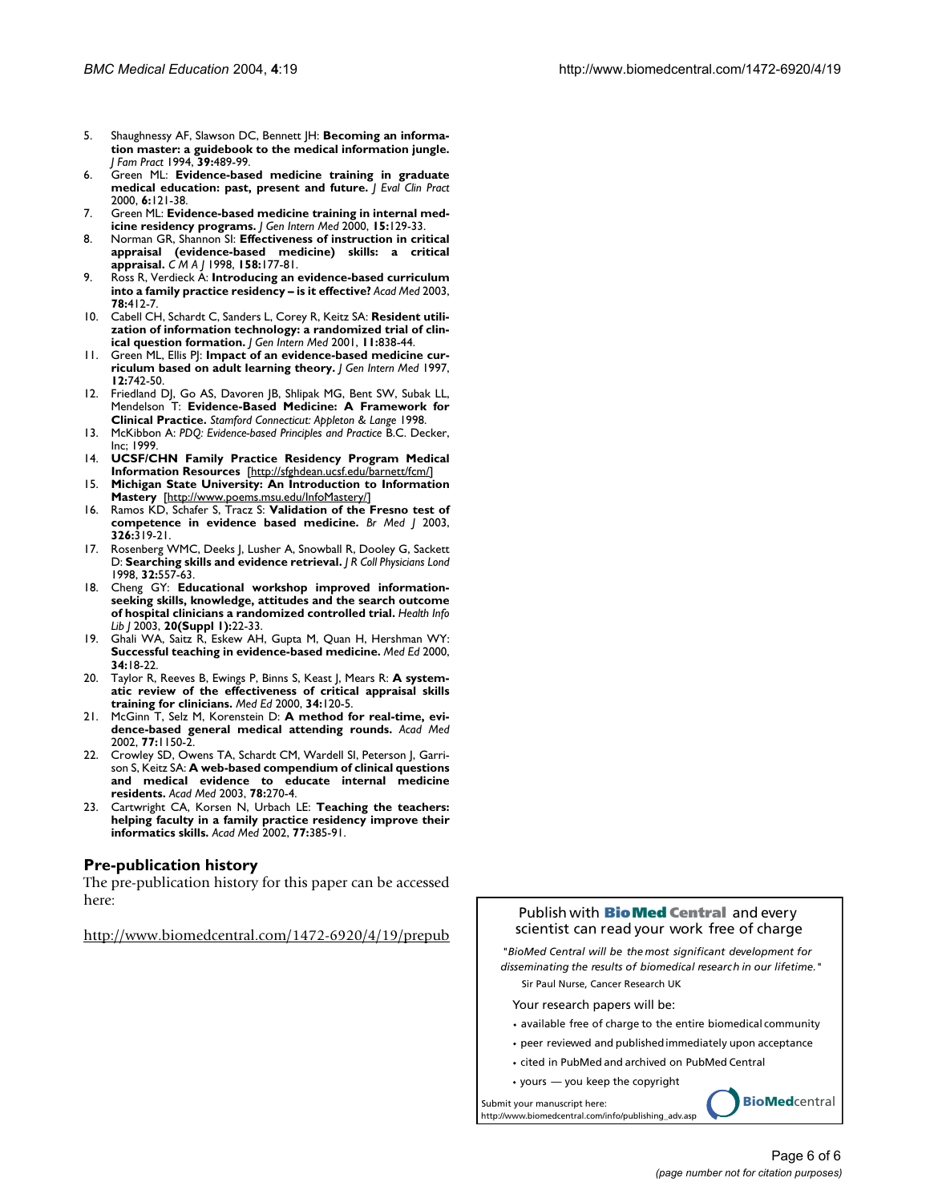5. Shaughnessy AF, Slawson DC, Bennett JH: **Becoming an information master: a guidebook to the medical information jungle.** *J Fam Pract* 1994, **39:**489-99.
6. Green ML: **Evidence-based medicine training in graduate medical education: past, present and future.** *J Eval Clin Pract* 2000, **6:**121-38.
7. Green ML: **Evidence-based medicine training in internal medicine residency programs.** *J Gen Intern Med* 2000, **15:**129-33.
8. Norman GR, Shannon SI: **Effectiveness of instruction in critical appraisal (evidence-based medicine) skills: a critical appraisal.** *C M A J* 1998, **158:**177-81.
9. Ross R, Verdieck A: **Introducing an evidence-based curriculum into a family practice residency – is it effective?** *Acad Med* 2003, **78:**412-7.
10. Cabell CH, Schardt C, Sanders L, Corey R, Keitz SA: **Resident utilization of information technology: a randomized trial of clinical question formation.** *J Gen Intern Med* 2001, **11:**838-44.
11. Green ML, Ellis PJ: **Impact of an evidence-based medicine curriculum based on adult learning theory.** *J Gen Intern Med* 1997, **12:**742-50.
12. Friedland DJ, Go AS, Davoren JB, Shlipak MG, Bent SW, Subak LL, Mendelson T: **Evidence-Based Medicine: A Framework for Clinical Practice.** *Stamford Connecticut: Appleton & Lange* 1998.
13. McKibbon A: *PDQ: Evidence-based Principles and Practice* B.C. Decker, Inc; 1999.
14. **UCSF/CHN Family Practice Residency Program Medical Information Resources** [http://sfghdean.ucsf.edu/barnett/fcm/]
15. **Michigan State University: An Introduction to Information Mastery** [http://www.poems.msu.edu/InfoMastery/]
16. Ramos KD, Schafer S, Tracz S: **Validation of the Fresno test of competence in evidence based medicine.** *Br Med J* 2003, **326:**319-21.
17. Rosenberg WMC, Deeks J, Lusher A, Snowball R, Dooley G, Sackett D: **Searching skills and evidence retrieval.** *J R Coll Physicians Lond* 1998, **32:**557-63.
18. Cheng GY: **Educational workshop improved information-seeking skills, knowledge, attitudes and the search outcome of hospital clinicians a randomized controlled trial.** *Health Info Lib J* 2003, **20(Suppl 1):**22-33.
19. Ghali WA, Saitz R, Eskew AH, Gupta M, Quan H, Hershman WY: **Successful teaching in evidence-based medicine.** *Med Ed* 2000, **34:**18-22.
20. Taylor R, Reeves B, Ewings P, Binns S, Keast J, Mears R: **A systematic review of the effectiveness of critical appraisal skills training for clinicians.** *Med Ed* 2000, **34:**120-5.
21. McGinn T, Selz M, Korenstein D: **A method for real-time, evidence-based general medical attending rounds.** *Acad Med* 2002, **77:**1150-2.
22. Crowley SD, Owens TA, Schardt CM, Wardell SI, Peterson J, Garrison S, Keitz SA: **A web-based compendium of clinical questions and medical evidence to educate internal medicine residents.** *Acad Med* 2003, **78:**270-4.
23. Cartwright CA, Korsen N, Urbach LE: **Teaching the teachers: helping faculty in a family practice residency improve their informatics skills.** *Acad Med* 2002, **77:**385-91.

## Pre-publication history

The pre-publication history for this paper can be accessed here:

http://www.biomedcentral.com/1472-6920/4/19/prepub

Publish with **BioMed Central** and every scientist can read your work free of charge

*"BioMed Central will be the most significant development for disseminating the results of biomedical research in our lifetime."*
Sir Paul Nurse, Cancer Research UK

Your research papers will be:

- available free of charge to the entire biomedical community
- peer reviewed and published immediately upon acceptance
- cited in PubMed and archived on PubMed Central
- yours — you keep the copyright

Submit your manuscript here:
http://www.biomedcentral.com/info/publishing_adv.asp

**BioMed**central